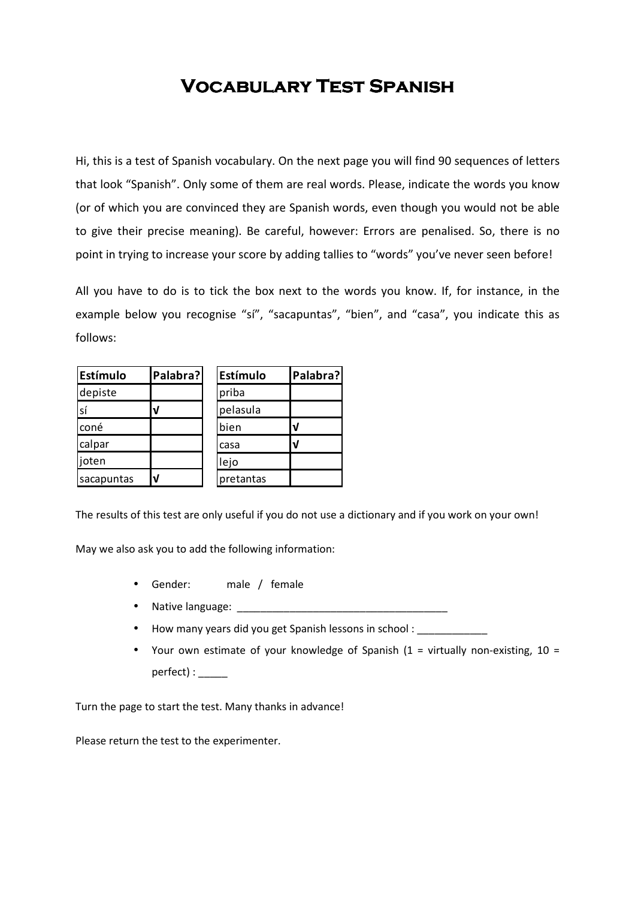# Vocabulary Test Spanish

Hi, this is a test of Spanish vocabulary. On the next page you will find 90 sequences of letters that look "Spanish". Only some of them are real words. Please, indicate the words you know (or of which you are convinced they are Spanish words, even though you would not be able to give their precise meaning). Be careful, however: Errors are penalised. So, there is no point in trying to increase your score by adding tallies to "words" you've never seen before!

All you have to do is to tick the box next to the words you know. If, for instance, in the example below you recognise "sí", "sacapuntas", "bien", and "casa", you indicate this as follows:

| Estímulo | Palabra? |
|---|---|
| depiste | |
| sí | √ |
| coné | |
| calpar | |
| joten | |
| sacapuntas | √ |

| Estímulo | Palabra? |
|---|---|
| priba | |
| pelasula | |
| bien | √ |
| casa | √ |
| lejo | |
| pretantas | |

The results of this test are only useful if you do not use a dictionary and if you work on your own!

May we also ask you to add the following information:

- Gender: male / female
- Native language: ____________________________________
- How many years did you get Spanish lessons in school : ____________
- Your own estimate of your knowledge of Spanish (1 = virtually non-existing, 10 = perfect) : _____

Turn the page to start the test. Many thanks in advance!

Please return the test to the experimenter.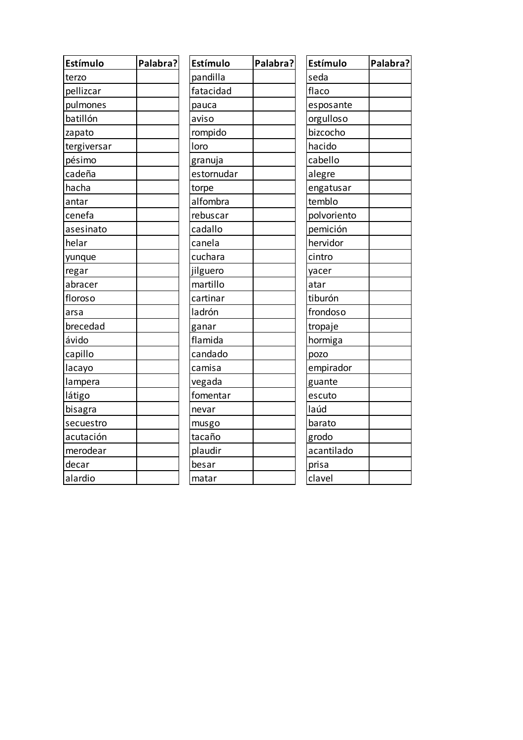| Estímulo | Palabra? |
|---|---|
| terzo | |
| pellizcar | |
| pulmones | |
| batillón | |
| zapato | |
| tergiversar | |
| pésimo | |
| cadeña | |
| hacha | |
| antar | |
| cenefa | |
| asesinato | |
| helar | |
| yunque | |
| regar | |
| abracer | |
| floroso | |
| arsa | |
| brecedad | |
| ávido | |
| capillo | |
| lacayo | |
| lampera | |
| látigo | |
| bisagra | |
| secuestro | |
| acutación | |
| merodear | |
| decar | |
| alardio | |

| Estímulo | Palabra? |
|---|---|
| pandilla | |
| fatacidad | |
| pauca | |
| aviso | |
| rompido | |
| loro | |
| granuja | |
| estornudar | |
| torpe | |
| alfombra | |
| rebuscar | |
| cadallo | |
| canela | |
| cuchara | |
| jilguero | |
| martillo | |
| cartinar | |
| ladrón | |
| ganar | |
| flamida | |
| candado | |
| camisa | |
| vegada | |
| fomentar | |
| nevar | |
| musgo | |
| tacaño | |
| plaudir | |
| besar | |
| matar | |

| Estímulo | Palabra? |
|---|---|
| seda | |
| flaco | |
| esposante | |
| orgulloso | |
| bizcocho | |
| hacido | |
| cabello | |
| alegre | |
| engatusar | |
| temblo | |
| polvoriento | |
| pemición | |
| hervidor | |
| cintro | |
| yacer | |
| atar | |
| tiburón | |
| frondoso | |
| tropaje | |
| hormiga | |
| pozo | |
| empirador | |
| guante | |
| escuto | |
| laúd | |
| barato | |
| grodo | |
| acantilado | |
| prisa | |
| clavel | |